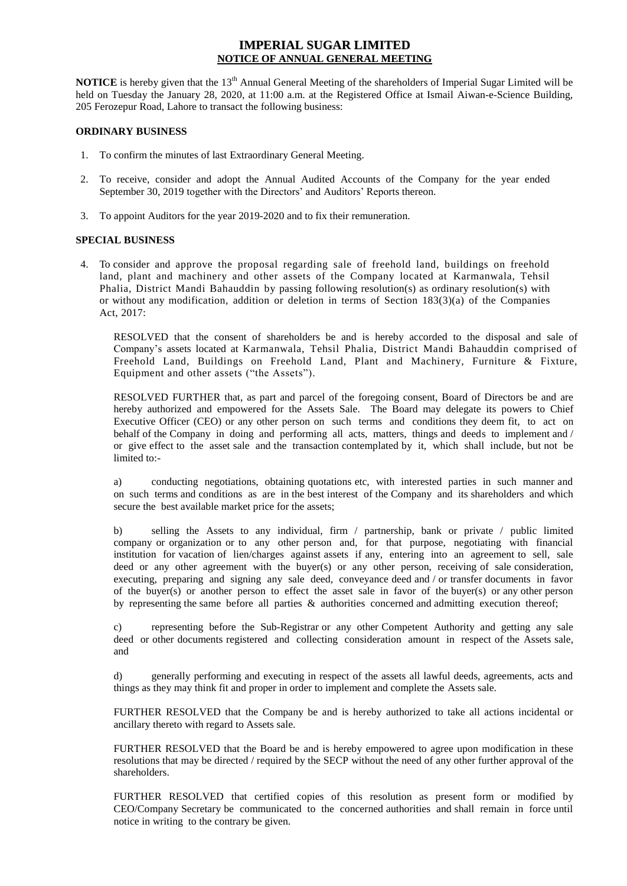# IMPERIAL SUGAR LIMITED

## NOTICE OF ANNUAL GENERAL MEETING

**NOTICE** is hereby given that the 13th Annual General Meeting of the shareholders of Imperial Sugar Limited will be held on Tuesday the January 28, 2020, at 11:00 a.m. at the Registered Office at Ismail Aiwan-e-Science Building, 205 Ferozepur Road, Lahore to transact the following business:

### ORDINARY BUSINESS

1. To confirm the minutes of last Extraordinary General Meeting.
2. To receive, consider and adopt the Annual Audited Accounts of the Company for the year ended September 30, 2019 together with the Directors' and Auditors' Reports thereon.
3. To appoint Auditors for the year 2019-2020 and to fix their remuneration.

### SPECIAL BUSINESS

4. To consider and approve the proposal regarding sale of freehold land, buildings on freehold land, plant and machinery and other assets of the Company located at Karmanwala, Tehsil Phalia, District Mandi Bahauddin by passing following resolution(s) as ordinary resolution(s) with or without any modification, addition or deletion in terms of Section 183(3)(a) of the Companies Act, 2017:

RESOLVED that the consent of shareholders be and is hereby accorded to the disposal and sale of Company's assets located at Karmanwala, Tehsil Phalia, District Mandi Bahauddin comprised of Freehold Land, Buildings on Freehold Land, Plant and Machinery, Furniture & Fixture, Equipment and other assets ("the Assets").

RESOLVED FURTHER that, as part and parcel of the foregoing consent, Board of Directors be and are hereby authorized and empowered for the Assets Sale. The Board may delegate its powers to Chief Executive Officer (CEO) or any other person on such terms and conditions they deem fit, to act on behalf of the Company in doing and performing all acts, matters, things and deeds to implement and / or give effect to the asset sale and the transaction contemplated by it, which shall include, but not be limited to:-

a) conducting negotiations, obtaining quotations etc, with interested parties in such manner and on such terms and conditions as are in the best interest of the Company and its shareholders and which secure the best available market price for the assets;

b) selling the Assets to any individual, firm / partnership, bank or private / public limited company or organization or to any other person and, for that purpose, negotiating with financial institution for vacation of lien/charges against assets if any, entering into an agreement to sell, sale deed or any other agreement with the buyer(s) or any other person, receiving of sale consideration, executing, preparing and signing any sale deed, conveyance deed and / or transfer documents in favor of the buyer(s) or another person to effect the asset sale in favor of the buyer(s) or any other person by representing the same before all parties & authorities concerned and admitting execution thereof;

c) representing before the Sub-Registrar or any other Competent Authority and getting any sale deed or other documents registered and collecting consideration amount in respect of the Assets sale, and

d) generally performing and executing in respect of the assets all lawful deeds, agreements, acts and things as they may think fit and proper in order to implement and complete the Assets sale.

FURTHER RESOLVED that the Company be and is hereby authorized to take all actions incidental or ancillary thereto with regard to Assets sale.

FURTHER RESOLVED that the Board be and is hereby empowered to agree upon modification in these resolutions that may be directed / required by the SECP without the need of any other further approval of the shareholders.

FURTHER RESOLVED that certified copies of this resolution as present form or modified by CEO/Company Secretary be communicated to the concerned authorities and shall remain in force until notice in writing to the contrary be given.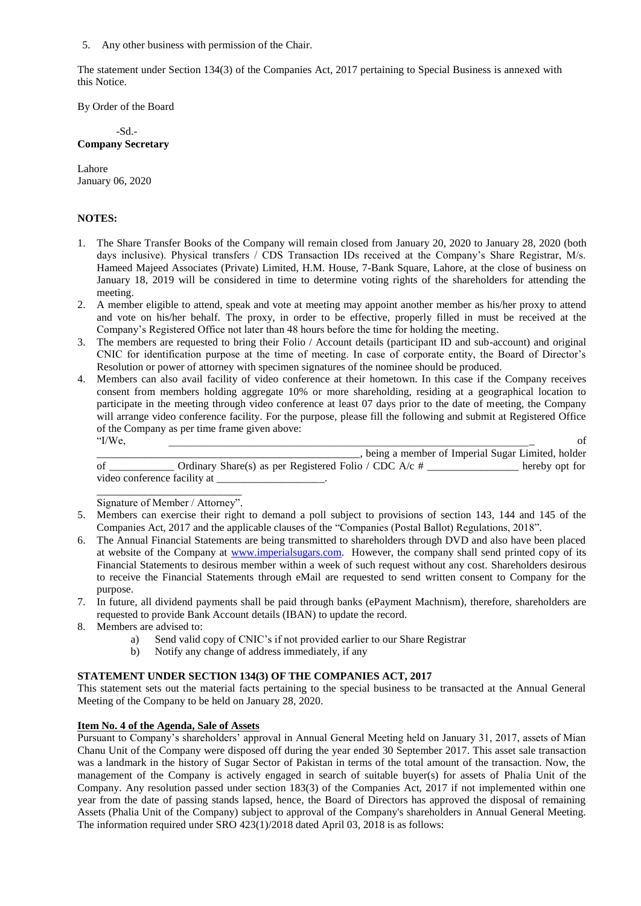5. Any other business with permission of the Chair.

The statement under Section 134(3) of the Companies Act, 2017 pertaining to Special Business is annexed with this Notice.

By Order of the Board

-Sd.-
**Company Secretary**

Lahore
January 06, 2020

**NOTES:**

1. The Share Transfer Books of the Company will remain closed from January 20, 2020 to January 28, 2020 (both days inclusive). Physical transfers / CDS Transaction IDs received at the Company's Share Registrar, M/s. Hameed Majeed Associates (Private) Limited, H.M. House, 7-Bank Square, Lahore, at the close of business on January 18, 2019 will be considered in time to determine voting rights of the shareholders for attending the meeting.
2. A member eligible to attend, speak and vote at meeting may appoint another member as his/her proxy to attend and vote on his/her behalf. The proxy, in order to be effective, properly filled in must be received at the Company's Registered Office not later than 48 hours before the time for holding the meeting.
3. The members are requested to bring their Folio / Account details (participant ID and sub-account) and original CNIC for identification purpose at the time of meeting. In case of corporate entity, the Board of Director's Resolution or power of attorney with specimen signatures of the nominee should be produced.
4. Members can also avail facility of video conference at their hometown. In this case if the Company receives consent from members holding aggregate 10% or more shareholding, residing at a geographical location to participate in the meeting through video conference at least 07 days prior to the date of meeting, the Company will arrange video conference facility. For the purpose, please fill the following and submit at Registered Office of the Company as per time frame given above:

   "I/We, ______________________________________________________________________ of ________________________________________________, being a member of Imperial Sugar Limited, holder of ____________ Ordinary Share(s) as per Registered Folio / CDC A/c # _________________ hereby opt for video conference facility at ____________________.

   ___________________________
   Signature of Member / Attorney".
5. Members can exercise their right to demand a poll subject to provisions of section 143, 144 and 145 of the Companies Act, 2017 and the applicable clauses of the "Companies (Postal Ballot) Regulations, 2018".
6. The Annual Financial Statements are being transmitted to shareholders through DVD and also have been placed at website of the Company at www.imperialsugars.com. However, the company shall send printed copy of its Financial Statements to desirous member within a week of such request without any cost. Shareholders desirous to receive the Financial Statements through eMail are requested to send written consent to Company for the purpose.
7. In future, all dividend payments shall be paid through banks (ePayment Machnism), therefore, shareholders are requested to provide Bank Account details (IBAN) to update the record.
8. Members are advised to:
   a) Send valid copy of CNIC's if not provided earlier to our Share Registrar
   b) Notify any change of address immediately, if any

**STATEMENT UNDER SECTION 134(3) OF THE COMPANIES ACT, 2017**

This statement sets out the material facts pertaining to the special business to be transacted at the Annual General Meeting of the Company to be held on January 28, 2020.

**Item No. 4 of the Agenda, Sale of Assets**

Pursuant to Company's shareholders' approval in Annual General Meeting held on January 31, 2017, assets of Mian Chanu Unit of the Company were disposed off during the year ended 30 September 2017. This asset sale transaction was a landmark in the history of Sugar Sector of Pakistan in terms of the total amount of the transaction. Now, the management of the Company is actively engaged in search of suitable buyer(s) for assets of Phalia Unit of the Company. Any resolution passed under section 183(3) of the Companies Act, 2017 if not implemented within one year from the date of passing stands lapsed, hence, the Board of Directors has approved the disposal of remaining Assets (Phalia Unit of the Company) subject to approval of the Company's shareholders in Annual General Meeting. The information required under SRO 423(1)/2018 dated April 03, 2018 is as follows: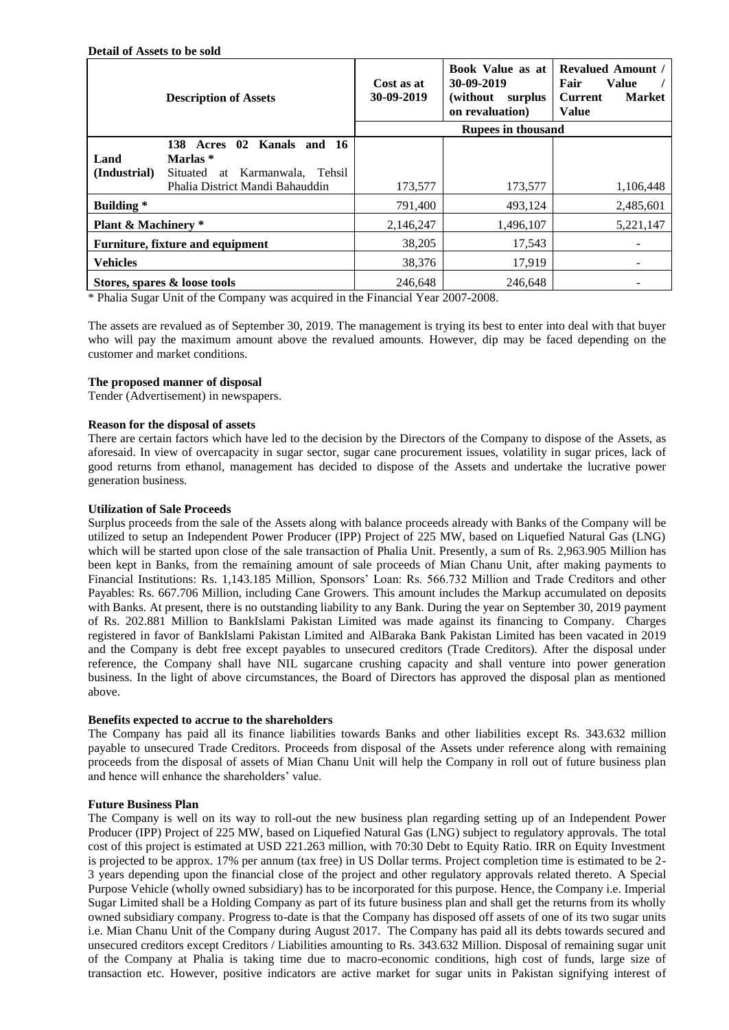**Detail of Assets to be sold**

| Description of Assets | | Cost as at 30-09-2019 | Book Value as at 30-09-2019 (without surplus on revaluation) | Revalued Amount / Fair Value / Current Market Value |
|---|---|---|---|---|
| | | Rupees in thousand | | |
| Land (Industrial) | 138 Acres 02 Kanals and 16 Marlas * Situated at Karmanwala, Tehsil Phalia District Mandi Bahauddin | 173,577 | 173,577 | 1,106,448 |
| **Building** * | | 791,400 | 493,124 | 2,485,601 |
| **Plant & Machinery** * | | 2,146,247 | 1,496,107 | 5,221,147 |
| **Furniture, fixture and equipment** | | 38,205 | 17,543 | - |
| **Vehicles** | | 38,376 | 17,919 | - |
| **Stores, spares & loose tools** | | 246,648 | 246,648 | - |

* Phalia Sugar Unit of the Company was acquired in the Financial Year 2007-2008.

The assets are revalued as of September 30, 2019. The management is trying its best to enter into deal with that buyer who will pay the maximum amount above the revalued amounts. However, dip may be faced depending on the customer and market conditions.

**The proposed manner of disposal**

Tender (Advertisement) in newspapers.

**Reason for the disposal of assets**

There are certain factors which have led to the decision by the Directors of the Company to dispose of the Assets, as aforesaid. In view of overcapacity in sugar sector, sugar cane procurement issues, volatility in sugar prices, lack of good returns from ethanol, management has decided to dispose of the Assets and undertake the lucrative power generation business.

**Utilization of Sale Proceeds**

Surplus proceeds from the sale of the Assets along with balance proceeds already with Banks of the Company will be utilized to setup an Independent Power Producer (IPP) Project of 225 MW, based on Liquefied Natural Gas (LNG) which will be started upon close of the sale transaction of Phalia Unit. Presently, a sum of Rs. 2,963.905 Million has been kept in Banks, from the remaining amount of sale proceeds of Mian Chanu Unit, after making payments to Financial Institutions: Rs. 1,143.185 Million, Sponsors' Loan: Rs. 566.732 Million and Trade Creditors and other Payables: Rs. 667.706 Million, including Cane Growers. This amount includes the Markup accumulated on deposits with Banks. At present, there is no outstanding liability to any Bank. During the year on September 30, 2019 payment of Rs. 202.881 Million to BankIslami Pakistan Limited was made against its financing to Company. Charges registered in favor of BankIslami Pakistan Limited and AlBaraka Bank Pakistan Limited has been vacated in 2019 and the Company is debt free except payables to unsecured creditors (Trade Creditors). After the disposal under reference, the Company shall have NIL sugarcane crushing capacity and shall venture into power generation business. In the light of above circumstances, the Board of Directors has approved the disposal plan as mentioned above.

**Benefits expected to accrue to the shareholders**

The Company has paid all its finance liabilities towards Banks and other liabilities except Rs. 343.632 million payable to unsecured Trade Creditors. Proceeds from disposal of the Assets under reference along with remaining proceeds from the disposal of assets of Mian Chanu Unit will help the Company in roll out of future business plan and hence will enhance the shareholders' value.

**Future Business Plan**

The Company is well on its way to roll-out the new business plan regarding setting up of an Independent Power Producer (IPP) Project of 225 MW, based on Liquefied Natural Gas (LNG) subject to regulatory approvals. The total cost of this project is estimated at USD 221.263 million, with 70:30 Debt to Equity Ratio. IRR on Equity Investment is projected to be approx. 17% per annum (tax free) in US Dollar terms. Project completion time is estimated to be 2-3 years depending upon the financial close of the project and other regulatory approvals related thereto. A Special Purpose Vehicle (wholly owned subsidiary) has to be incorporated for this purpose. Hence, the Company i.e. Imperial Sugar Limited shall be a Holding Company as part of its future business plan and shall get the returns from its wholly owned subsidiary company. Progress to-date is that the Company has disposed off assets of one of its two sugar units i.e. Mian Chanu Unit of the Company during August 2017. The Company has paid all its debts towards secured and unsecured creditors except Creditors / Liabilities amounting to Rs. 343.632 Million. Disposal of remaining sugar unit of the Company at Phalia is taking time due to macro-economic conditions, high cost of funds, large size of transaction etc. However, positive indicators are active market for sugar units in Pakistan signifying interest of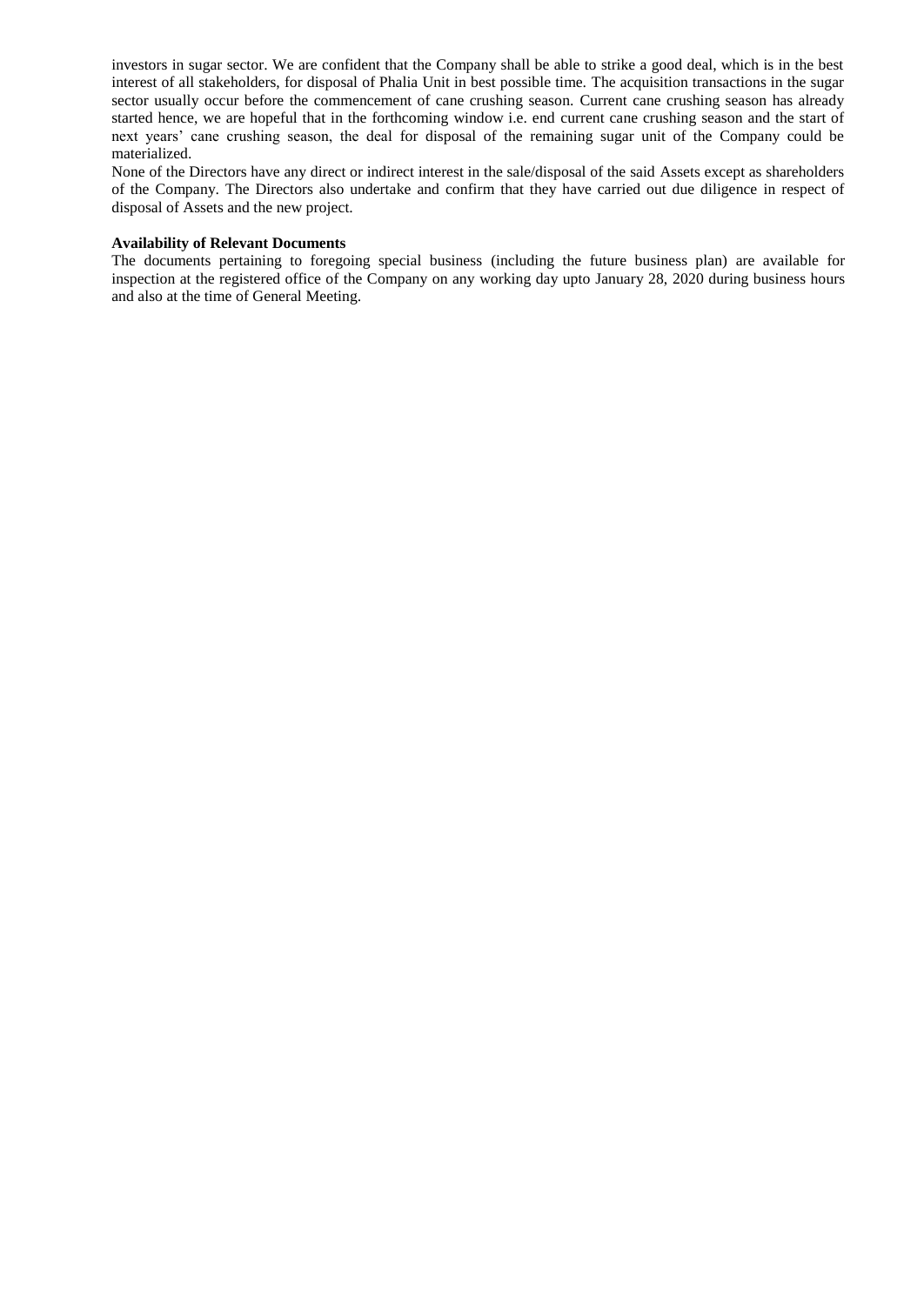investors in sugar sector. We are confident that the Company shall be able to strike a good deal, which is in the best interest of all stakeholders, for disposal of Phalia Unit in best possible time. The acquisition transactions in the sugar sector usually occur before the commencement of cane crushing season. Current cane crushing season has already started hence, we are hopeful that in the forthcoming window i.e. end current cane crushing season and the start of next years' cane crushing season, the deal for disposal of the remaining sugar unit of the Company could be materialized.

None of the Directors have any direct or indirect interest in the sale/disposal of the said Assets except as shareholders of the Company. The Directors also undertake and confirm that they have carried out due diligence in respect of disposal of Assets and the new project.

**Availability of Relevant Documents**

The documents pertaining to foregoing special business (including the future business plan) are available for inspection at the registered office of the Company on any working day upto January 28, 2020 during business hours and also at the time of General Meeting.